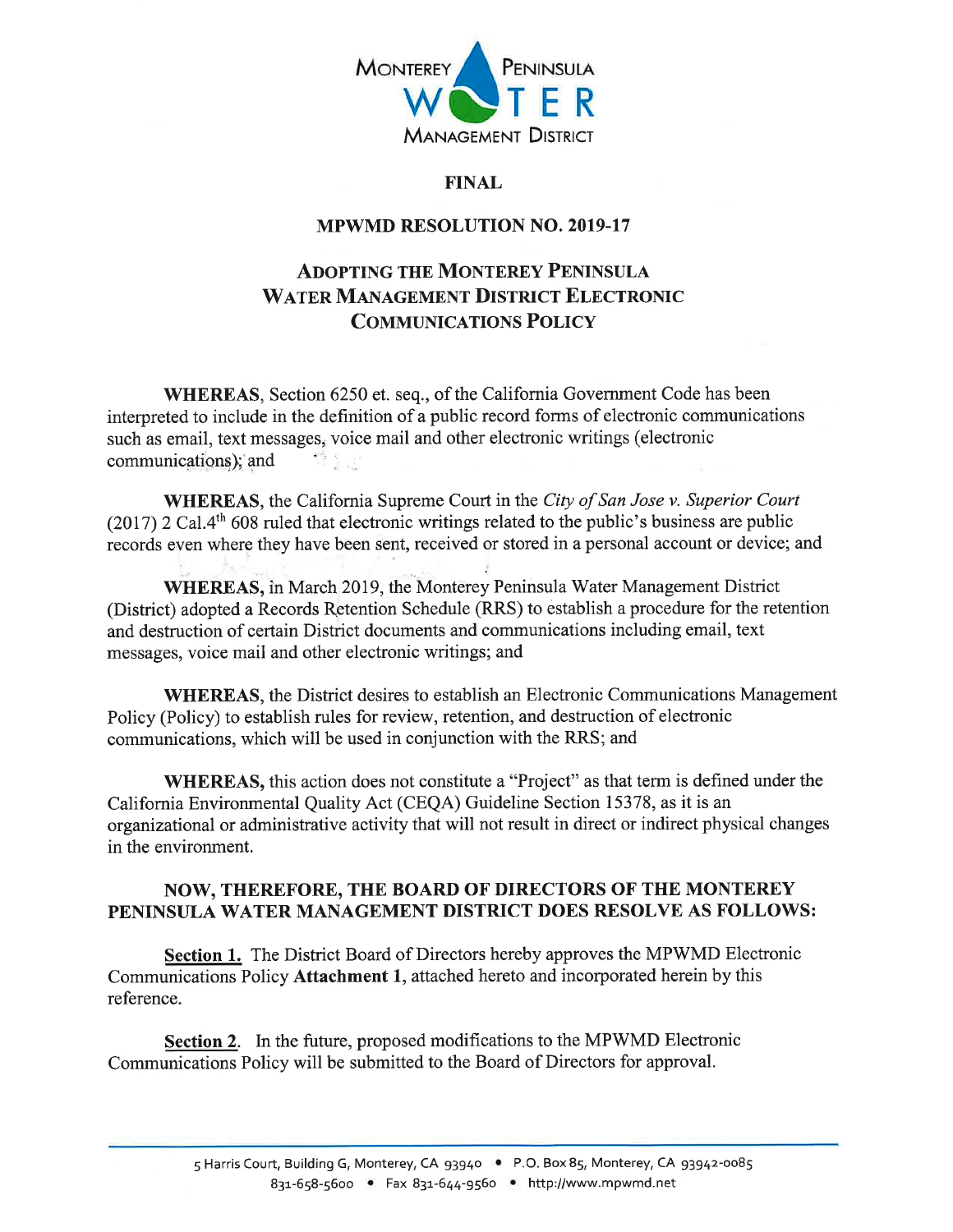MONTEREY PENINSULA WATER MANAGEMENT DISTRICT

**FINAL**

## MPWMD RESOLUTION NO. 2019-17

## ADOPTING THE MONTEREY PENINSULA WATER MANAGEMENT DISTRICT ELECTRONIC COMMUNICATIONS POLICY

**WHEREAS**, Section 6250 et. seq., of the California Government Code has been interpreted to include in the definition of a public record forms of electronic communications such as email, text messages, voice mail and other electronic writings (electronic communications); and

**WHEREAS**, the California Supreme Court in the *City of San Jose v. Superior Court* (2017) 2 Cal.4th 608 ruled that electronic writings related to the public's business are public records even where they have been sent, received or stored in a personal account or device; and

**WHEREAS,** in March 2019, the Monterey Peninsula Water Management District (District) adopted a Records Retention Schedule (RRS) to establish a procedure for the retention and destruction of certain District documents and communications including email, text messages, voice mail and other electronic writings; and

**WHEREAS**, the District desires to establish an Electronic Communications Management Policy (Policy) to establish rules for review, retention, and destruction of electronic communications, which will be used in conjunction with the RRS; and

**WHEREAS,** this action does not constitute a "Project" as that term is defined under the California Environmental Quality Act (CEQA) Guideline Section 15378, as it is an organizational or administrative activity that will not result in direct or indirect physical changes in the environment.

**NOW, THEREFORE, THE BOARD OF DIRECTORS OF THE MONTEREY PENINSULA WATER MANAGEMENT DISTRICT DOES RESOLVE AS FOLLOWS:**

**Section 1.** The District Board of Directors hereby approves the MPWMD Electronic Communications Policy **Attachment 1**, attached hereto and incorporated herein by this reference.

**Section 2**. In the future, proposed modifications to the MPWMD Electronic Communications Policy will be submitted to the Board of Directors for approval.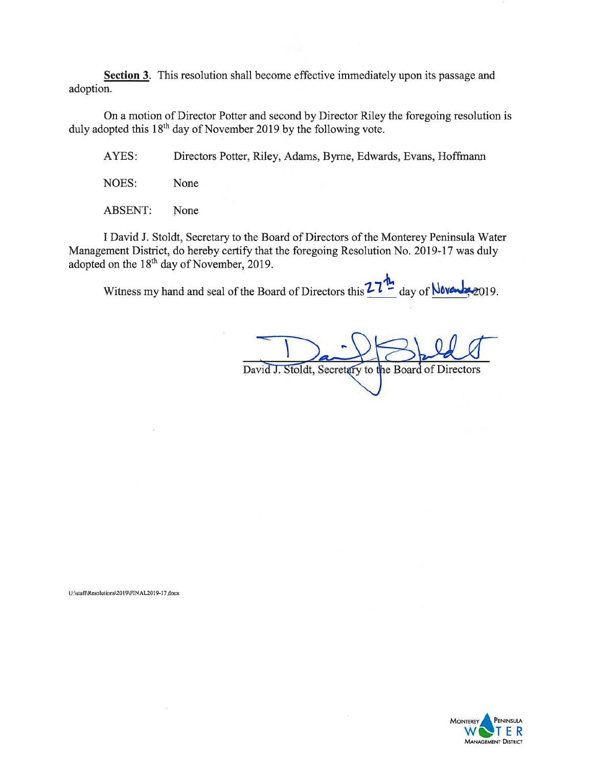**Section 3**. This resolution shall become effective immediately upon its passage and adoption.

On a motion of Director Potter and second by Director Riley the foregoing resolution is duly adopted this 18th day of November 2019 by the following vote.

AYES: Directors Potter, Riley, Adams, Byrne, Edwards, Evans, Hoffmann

NOES: None

ABSENT: None

I David J. Stoldt, Secretary to the Board of Directors of the Monterey Peninsula Water Management District, do hereby certify that the foregoing Resolution No. 2019-17 was duly adopted on the 18th day of November, 2019.

Witness my hand and seal of the Board of Directors this 27th day of November, 2019.

David J. Stoldt, Secretary to the Board of Directors

U:\staff\Resolutions\2019\FINAL2019-17.docx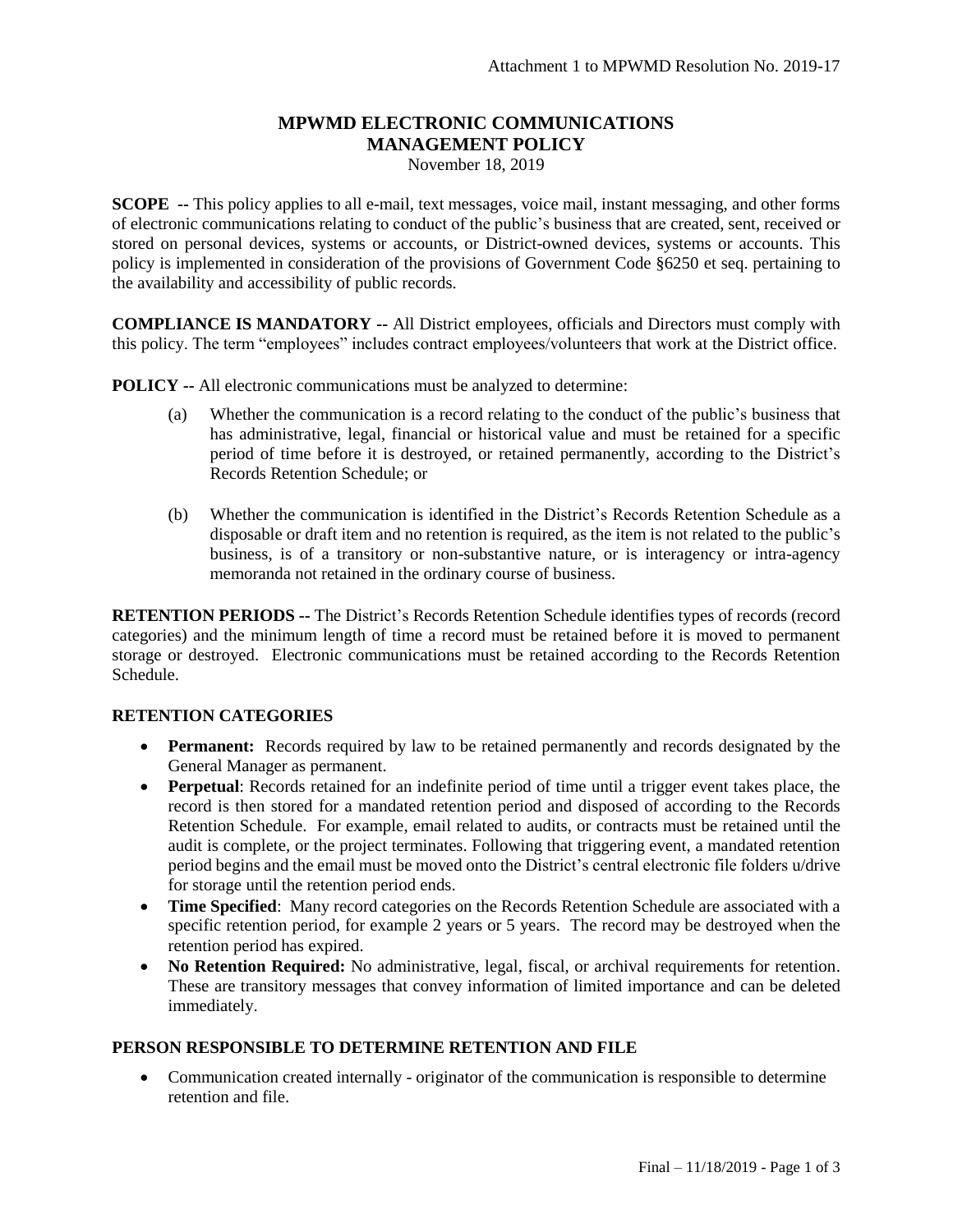Attachment 1 to MPWMD Resolution No. 2019-17

# MPWMD ELECTRONIC COMMUNICATIONS MANAGEMENT POLICY

November 18, 2019

**SCOPE --** This policy applies to all e-mail, text messages, voice mail, instant messaging, and other forms of electronic communications relating to conduct of the public's business that are created, sent, received or stored on personal devices, systems or accounts, or District-owned devices, systems or accounts. This policy is implemented in consideration of the provisions of Government Code §6250 et seq. pertaining to the availability and accessibility of public records.

**COMPLIANCE IS MANDATORY --** All District employees, officials and Directors must comply with this policy. The term "employees" includes contract employees/volunteers that work at the District office.

**POLICY --** All electronic communications must be analyzed to determine:

(a) Whether the communication is a record relating to the conduct of the public's business that has administrative, legal, financial or historical value and must be retained for a specific period of time before it is destroyed, or retained permanently, according to the District's Records Retention Schedule; or

(b) Whether the communication is identified in the District's Records Retention Schedule as a disposable or draft item and no retention is required, as the item is not related to the public's business, is of a transitory or non-substantive nature, or is interagency or intra-agency memoranda not retained in the ordinary course of business.

**RETENTION PERIODS --** The District's Records Retention Schedule identifies types of records (record categories) and the minimum length of time a record must be retained before it is moved to permanent storage or destroyed. Electronic communications must be retained according to the Records Retention Schedule.

## RETENTION CATEGORIES

- **Permanent:** Records required by law to be retained permanently and records designated by the General Manager as permanent.
- **Perpetual**: Records retained for an indefinite period of time until a trigger event takes place, the record is then stored for a mandated retention period and disposed of according to the Records Retention Schedule. For example, email related to audits, or contracts must be retained until the audit is complete, or the project terminates. Following that triggering event, a mandated retention period begins and the email must be moved onto the District's central electronic file folders u/drive for storage until the retention period ends.
- **Time Specified**: Many record categories on the Records Retention Schedule are associated with a specific retention period, for example 2 years or 5 years. The record may be destroyed when the retention period has expired.
- **No Retention Required:** No administrative, legal, fiscal, or archival requirements for retention. These are transitory messages that convey information of limited importance and can be deleted immediately.

## PERSON RESPONSIBLE TO DETERMINE RETENTION AND FILE

- Communication created internally - originator of the communication is responsible to determine retention and file.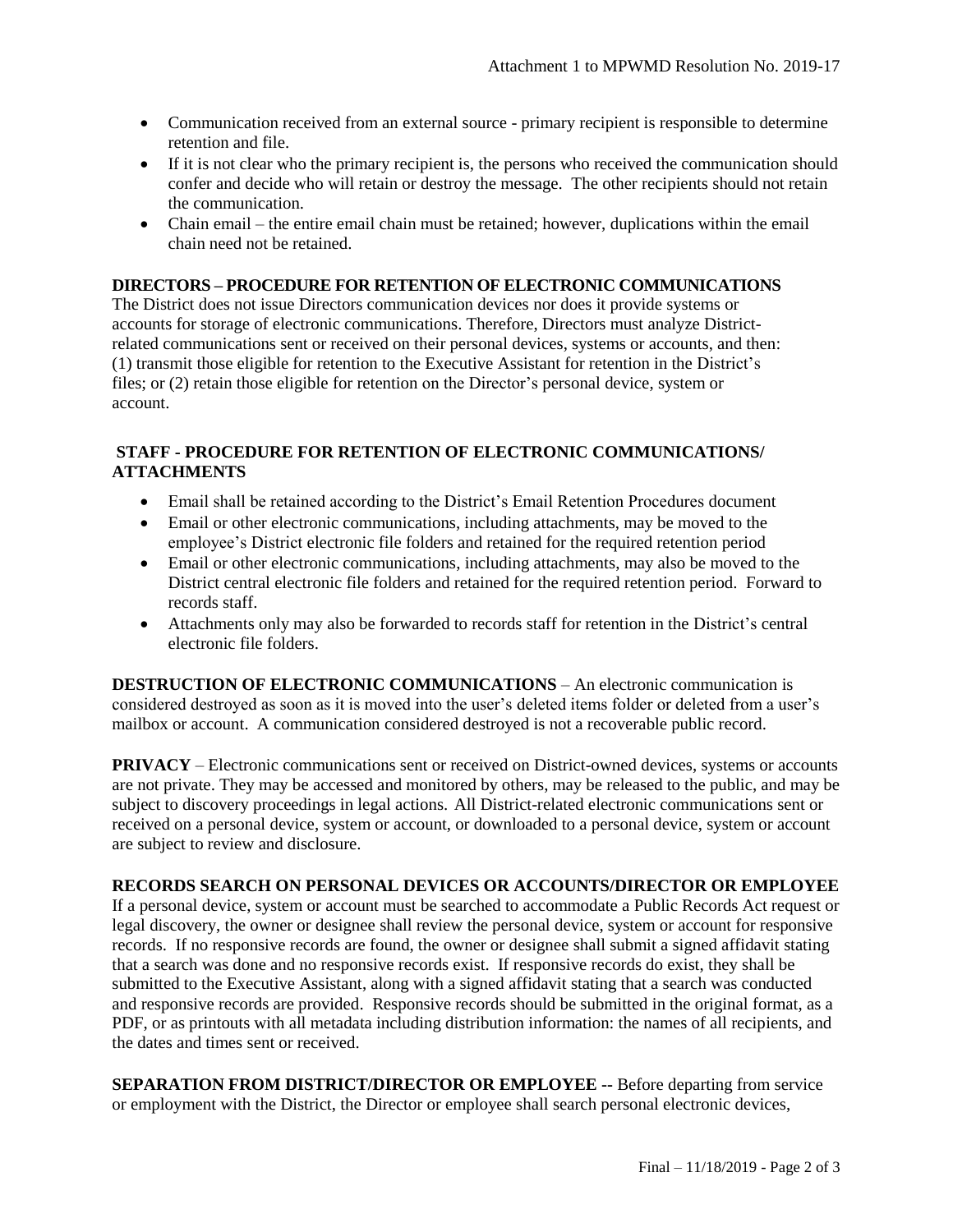- Communication received from an external source - primary recipient is responsible to determine retention and file.
- If it is not clear who the primary recipient is, the persons who received the communication should confer and decide who will retain or destroy the message. The other recipients should not retain the communication.
- Chain email – the entire email chain must be retained; however, duplications within the email chain need not be retained.

**DIRECTORS – PROCEDURE FOR RETENTION OF ELECTRONIC COMMUNICATIONS**
The District does not issue Directors communication devices nor does it provide systems or accounts for storage of electronic communications. Therefore, Directors must analyze District-related communications sent or received on their personal devices, systems or accounts, and then: (1) transmit those eligible for retention to the Executive Assistant for retention in the District's files; or (2) retain those eligible for retention on the Director's personal device, system or account.

**STAFF - PROCEDURE FOR RETENTION OF ELECTRONIC COMMUNICATIONS/ ATTACHMENTS**

- Email shall be retained according to the District's Email Retention Procedures document
- Email or other electronic communications, including attachments, may be moved to the employee's District electronic file folders and retained for the required retention period
- Email or other electronic communications, including attachments, may also be moved to the District central electronic file folders and retained for the required retention period. Forward to records staff.
- Attachments only may also be forwarded to records staff for retention in the District's central electronic file folders.

**DESTRUCTION OF ELECTRONIC COMMUNICATIONS** – An electronic communication is considered destroyed as soon as it is moved into the user's deleted items folder or deleted from a user's mailbox or account. A communication considered destroyed is not a recoverable public record.

**PRIVACY** – Electronic communications sent or received on District-owned devices, systems or accounts are not private. They may be accessed and monitored by others, may be released to the public, and may be subject to discovery proceedings in legal actions. All District-related electronic communications sent or received on a personal device, system or account, or downloaded to a personal device, system or account are subject to review and disclosure.

**RECORDS SEARCH ON PERSONAL DEVICES OR ACCOUNTS/DIRECTOR OR EMPLOYEE**
If a personal device, system or account must be searched to accommodate a Public Records Act request or legal discovery, the owner or designee shall review the personal device, system or account for responsive records. If no responsive records are found, the owner or designee shall submit a signed affidavit stating that a search was done and no responsive records exist. If responsive records do exist, they shall be submitted to the Executive Assistant, along with a signed affidavit stating that a search was conducted and responsive records are provided. Responsive records should be submitted in the original format, as a PDF, or as printouts with all metadata including distribution information: the names of all recipients, and the dates and times sent or received.

**SEPARATION FROM DISTRICT/DIRECTOR OR EMPLOYEE --** Before departing from service or employment with the District, the Director or employee shall search personal electronic devices,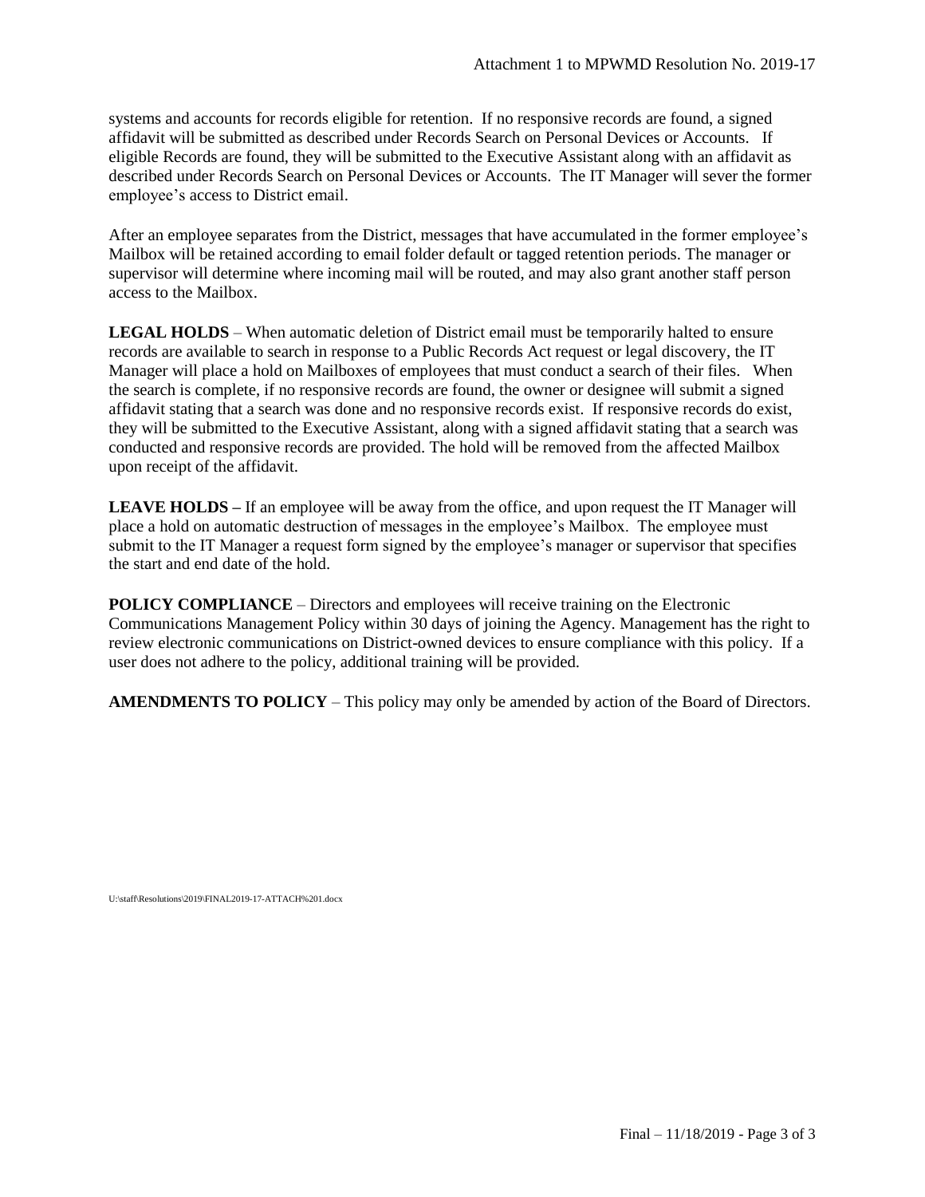systems and accounts for records eligible for retention. If no responsive records are found, a signed affidavit will be submitted as described under Records Search on Personal Devices or Accounts. If eligible Records are found, they will be submitted to the Executive Assistant along with an affidavit as described under Records Search on Personal Devices or Accounts. The IT Manager will sever the former employee's access to District email.

After an employee separates from the District, messages that have accumulated in the former employee's Mailbox will be retained according to email folder default or tagged retention periods. The manager or supervisor will determine where incoming mail will be routed, and may also grant another staff person access to the Mailbox.

**LEGAL HOLDS** – When automatic deletion of District email must be temporarily halted to ensure records are available to search in response to a Public Records Act request or legal discovery, the IT Manager will place a hold on Mailboxes of employees that must conduct a search of their files. When the search is complete, if no responsive records are found, the owner or designee will submit a signed affidavit stating that a search was done and no responsive records exist. If responsive records do exist, they will be submitted to the Executive Assistant, along with a signed affidavit stating that a search was conducted and responsive records are provided. The hold will be removed from the affected Mailbox upon receipt of the affidavit.

**LEAVE HOLDS –** If an employee will be away from the office, and upon request the IT Manager will place a hold on automatic destruction of messages in the employee's Mailbox. The employee must submit to the IT Manager a request form signed by the employee's manager or supervisor that specifies the start and end date of the hold.

**POLICY COMPLIANCE** – Directors and employees will receive training on the Electronic Communications Management Policy within 30 days of joining the Agency. Management has the right to review electronic communications on District-owned devices to ensure compliance with this policy. If a user does not adhere to the policy, additional training will be provided.

**AMENDMENTS TO POLICY** – This policy may only be amended by action of the Board of Directors.

U:\staff\Resolutions\2019\FINAL2019-17-ATTACH%201.docx